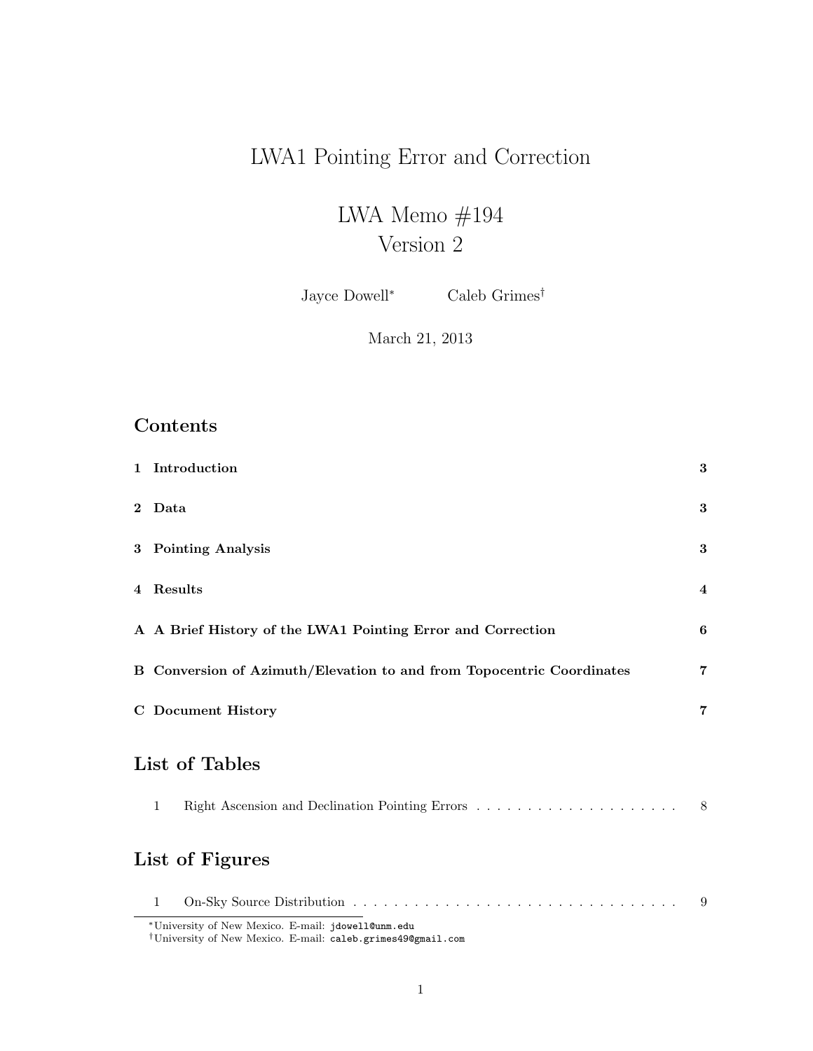# LWA1 Pointing Error and Correction

## LWA Memo #194
## Version 2

Jayce Dowell[*] Caleb Grimes[†]

March 21, 2013

## Contents

| | | |
|---|---|---|
| **1** | **Introduction** | **3** |
| **2** | **Data** | **3** |
| **3** | **Pointing Analysis** | **3** |
| **4** | **Results** | **4** |
| **A** | **A Brief History of the LWA1 Pointing Error and Correction** | **6** |
| **B** | **Conversion of Azimuth/Elevation to and from Topocentric Coordinates** | **7** |
| **C** | **Document History** | **7** |

## List of Tables

1 Right Ascension and Declination Pointing Errors . . . . . . . . . . . . . . . . . . . . 8

## List of Figures

1 On-Sky Source Distribution . . . . . . . . . . . . . . . . . . . . . . . . . . . . . . . . 9

[*]University of New Mexico. E-mail: jdowell@unm.edu

[†]University of New Mexico. E-mail: caleb.grimes49@gmail.com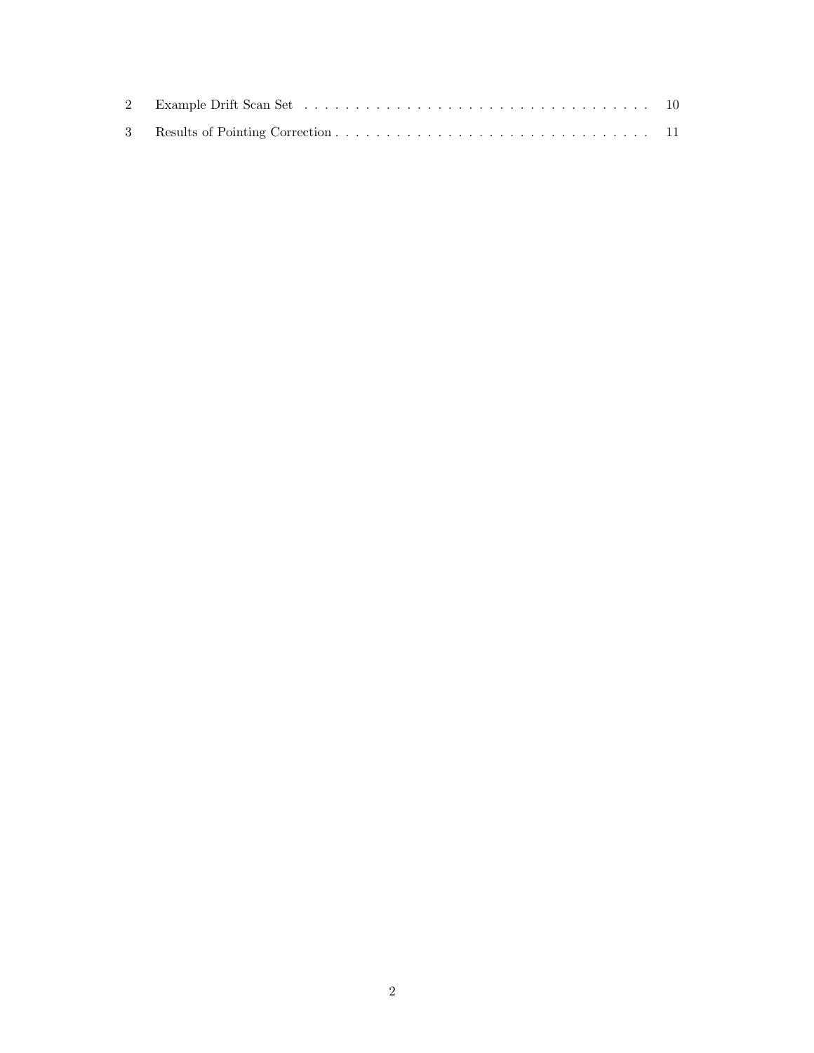| | | |
|---|---|---|
| 2 | Example Drift Scan Set | 10 |
| 3 | Results of Pointing Correction | 11 |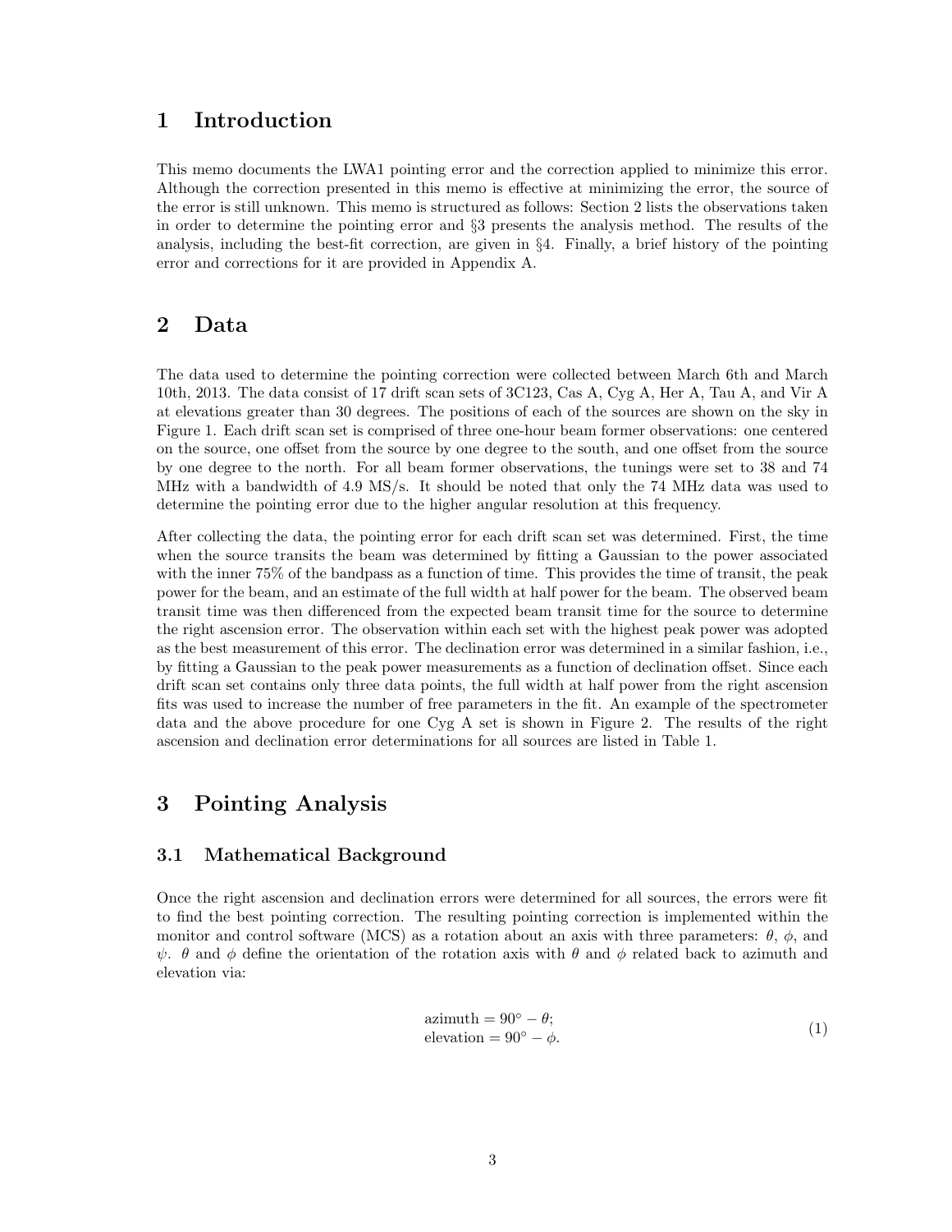# 1 Introduction

This memo documents the LWA1 pointing error and the correction applied to minimize this error. Although the correction presented in this memo is effective at minimizing the error, the source of the error is still unknown. This memo is structured as follows: Section 2 lists the observations taken in order to determine the pointing error and §3 presents the analysis method. The results of the analysis, including the best-fit correction, are given in §4. Finally, a brief history of the pointing error and corrections for it are provided in Appendix A.

# 2 Data

The data used to determine the pointing correction were collected between March 6th and March 10th, 2013. The data consist of 17 drift scan sets of 3C123, Cas A, Cyg A, Her A, Tau A, and Vir A at elevations greater than 30 degrees. The positions of each of the sources are shown on the sky in Figure 1. Each drift scan set is comprised of three one-hour beam former observations: one centered on the source, one offset from the source by one degree to the south, and one offset from the source by one degree to the north. For all beam former observations, the tunings were set to 38 and 74 MHz with a bandwidth of 4.9 MS/s. It should be noted that only the 74 MHz data was used to determine the pointing error due to the higher angular resolution at this frequency.

After collecting the data, the pointing error for each drift scan set was determined. First, the time when the source transits the beam was determined by fitting a Gaussian to the power associated with the inner 75% of the bandpass as a function of time. This provides the time of transit, the peak power for the beam, and an estimate of the full width at half power for the beam. The observed beam transit time was then differenced from the expected beam transit time for the source to determine the right ascension error. The observation within each set with the highest peak power was adopted as the best measurement of this error. The declination error was determined in a similar fashion, i.e., by fitting a Gaussian to the peak power measurements as a function of declination offset. Since each drift scan set contains only three data points, the full width at half power from the right ascension fits was used to increase the number of free parameters in the fit. An example of the spectrometer data and the above procedure for one Cyg A set is shown in Figure 2. The results of the right ascension and declination error determinations for all sources are listed in Table 1.

# 3 Pointing Analysis

## 3.1 Mathematical Background

Once the right ascension and declination errors were determined for all sources, the errors were fit to find the best pointing correction. The resulting pointing correction is implemented within the monitor and control software (MCS) as a rotation about an axis with three parameters: $\theta$, $\phi$, and $\psi$. $\theta$ and $\phi$ define the orientation of the rotation axis with $\theta$ and $\phi$ related back to azimuth and elevation via:

$$
\begin{aligned}
\text{azimuth} &= 90^\circ - \theta; \\
\text{elevation} &= 90^\circ - \phi.
\end{aligned}
\tag{1}
$$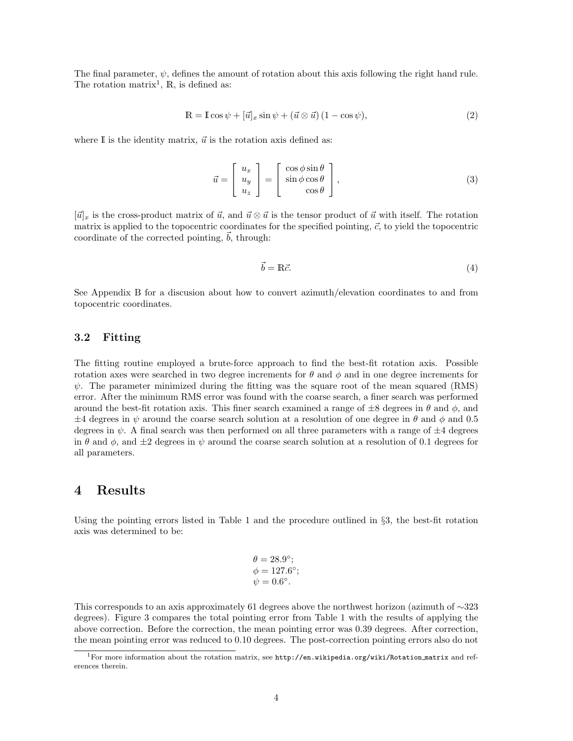The final parameter, $\psi$, defines the amount of rotation about this axis following the right hand rule. The rotation matrix[1], $\mathbb{R}$, is defined as:

$$\mathbb{R} = \mathbb{I}\cos\psi + [\vec{u}]_x \sin\psi + (\vec{u}\otimes\vec{u})\,(1-\cos\psi), \tag{2}$$

where $\mathbb{I}$ is the identity matrix, $\vec{u}$ is the rotation axis defined as:

$$\vec{u} = \begin{bmatrix} u_x \\ u_y \\ u_z \end{bmatrix} = \begin{bmatrix} \cos\phi\sin\theta \\ \sin\phi\cos\theta \\ \cos\theta \end{bmatrix}, \tag{3}$$

$[\vec{u}]_x$ is the cross-product matrix of $\vec{u}$, and $\vec{u}\otimes\vec{u}$ is the tensor product of $\vec{u}$ with itself. The rotation matrix is applied to the topocentric coordinates for the specified pointing, $\vec{c}$, to yield the topocentric coordinate of the corrected pointing, $\vec{b}$, through:

$$\vec{b} = \mathbb{R}\vec{c}. \tag{4}$$

See Appendix B for a discusion about how to convert azimuth/elevation coordinates to and from topocentric coordinates.

### 3.2 Fitting

The fitting routine employed a brute-force approach to find the best-fit rotation axis. Possible rotation axes were searched in two degree increments for $\theta$ and $\phi$ and in one degree increments for $\psi$. The parameter minimized during the fitting was the square root of the mean squared (RMS) error. After the minimum RMS error was found with the coarse search, a finer search was performed around the best-fit rotation axis. This finer search examined a range of $\pm 8$ degrees in $\theta$ and $\phi$, and $\pm 4$ degrees in $\psi$ around the coarse search solution at a resolution of one degree in $\theta$ and $\phi$ and 0.5 degrees in $\psi$. A final search was then performed on all three parameters with a range of $\pm 4$ degrees in $\theta$ and $\phi$, and $\pm 2$ degrees in $\psi$ around the coarse search solution at a resolution of 0.1 degrees for all parameters.

## 4 Results

Using the pointing errors listed in Table 1 and the procedure outlined in §3, the best-fit rotation axis was determined to be:

$$\theta = 28.9^\circ;$$
$$\phi = 127.6^\circ;$$
$$\psi = 0.6^\circ.$$

This corresponds to an axis approximately 61 degrees above the northwest horizon (azimuth of ~323 degrees). Figure 3 compares the total pointing error from Table 1 with the results of applying the above correction. Before the correction, the mean pointing error was 0.39 degrees. After correction, the mean pointing error was reduced to 0.10 degrees. The post-correction pointing errors also do not

[1] For more information about the rotation matrix, see `http://en.wikipedia.org/wiki/Rotation_matrix` and references therein.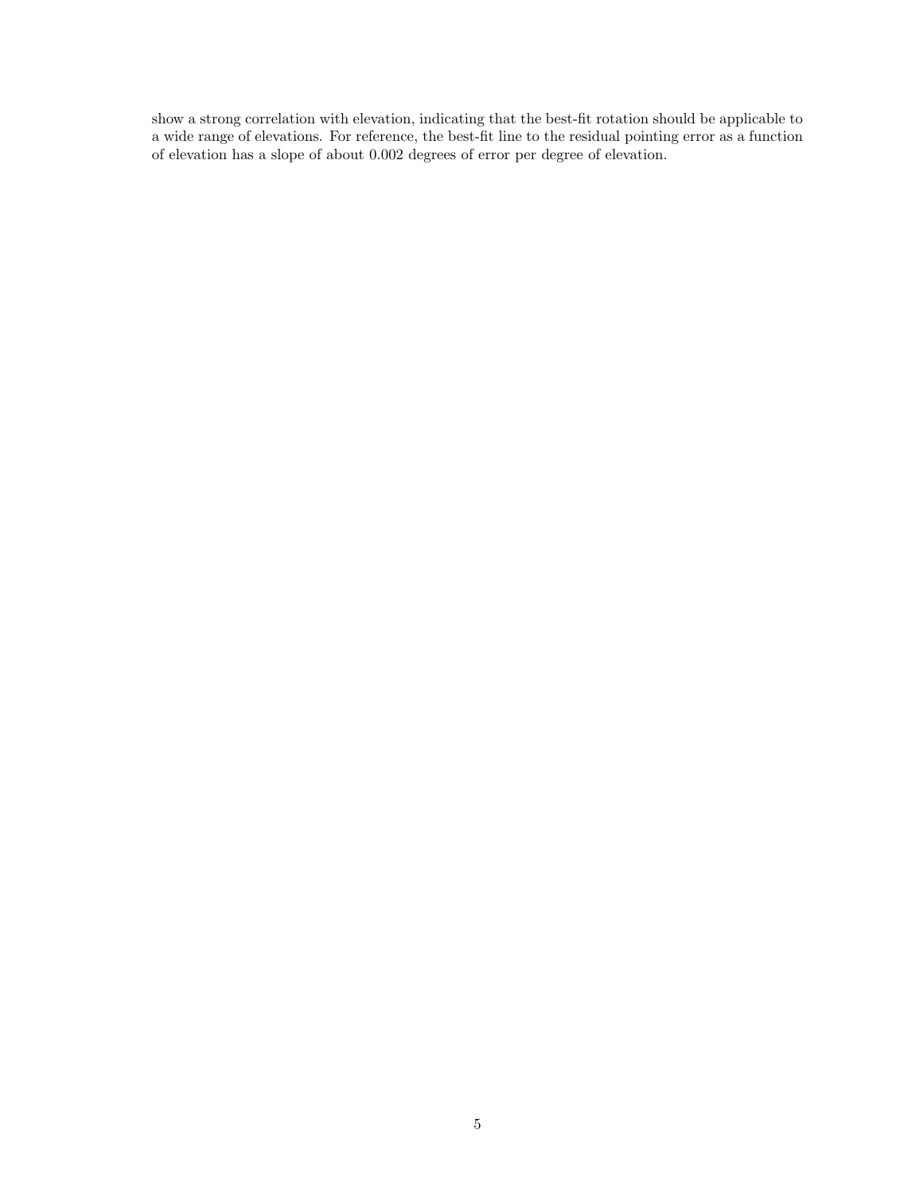show a strong correlation with elevation, indicating that the best-fit rotation should be applicable to a wide range of elevations. For reference, the best-fit line to the residual pointing error as a function of elevation has a slope of about 0.002 degrees of error per degree of elevation.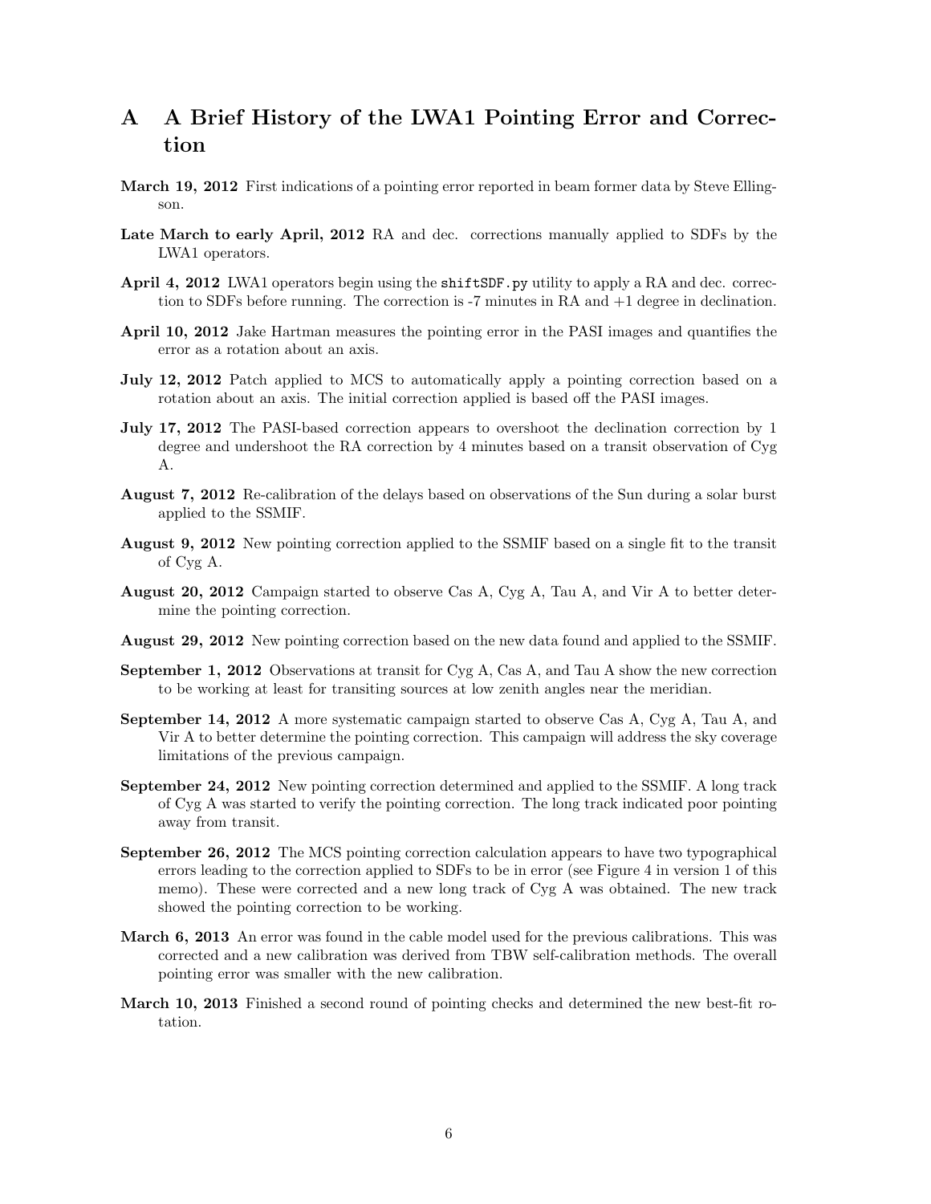## A A Brief History of the LWA1 Pointing Error and Correction

**March 19, 2012** First indications of a pointing error reported in beam former data by Steve Ellingson.

**Late March to early April, 2012** RA and dec. corrections manually applied to SDFs by the LWA1 operators.

**April 4, 2012** LWA1 operators begin using the `shiftSDF.py` utility to apply a RA and dec. correction to SDFs before running. The correction is -7 minutes in RA and +1 degree in declination.

**April 10, 2012** Jake Hartman measures the pointing error in the PASI images and quantifies the error as a rotation about an axis.

**July 12, 2012** Patch applied to MCS to automatically apply a pointing correction based on a rotation about an axis. The initial correction applied is based off the PASI images.

**July 17, 2012** The PASI-based correction appears to overshoot the declination correction by 1 degree and undershoot the RA correction by 4 minutes based on a transit observation of Cyg A.

**August 7, 2012** Re-calibration of the delays based on observations of the Sun during a solar burst applied to the SSMIF.

**August 9, 2012** New pointing correction applied to the SSMIF based on a single fit to the transit of Cyg A.

**August 20, 2012** Campaign started to observe Cas A, Cyg A, Tau A, and Vir A to better determine the pointing correction.

**August 29, 2012** New pointing correction based on the new data found and applied to the SSMIF.

**September 1, 2012** Observations at transit for Cyg A, Cas A, and Tau A show the new correction to be working at least for transiting sources at low zenith angles near the meridian.

**September 14, 2012** A more systematic campaign started to observe Cas A, Cyg A, Tau A, and Vir A to better determine the pointing correction. This campaign will address the sky coverage limitations of the previous campaign.

**September 24, 2012** New pointing correction determined and applied to the SSMIF. A long track of Cyg A was started to verify the pointing correction. The long track indicated poor pointing away from transit.

**September 26, 2012** The MCS pointing correction calculation appears to have two typographical errors leading to the correction applied to SDFs to be in error (see Figure 4 in version 1 of this memo). These were corrected and a new long track of Cyg A was obtained. The new track showed the pointing correction to be working.

**March 6, 2013** An error was found in the cable model used for the previous calibrations. This was corrected and a new calibration was derived from TBW self-calibration methods. The overall pointing error was smaller with the new calibration.

**March 10, 2013** Finished a second round of pointing checks and determined the new best-fit rotation.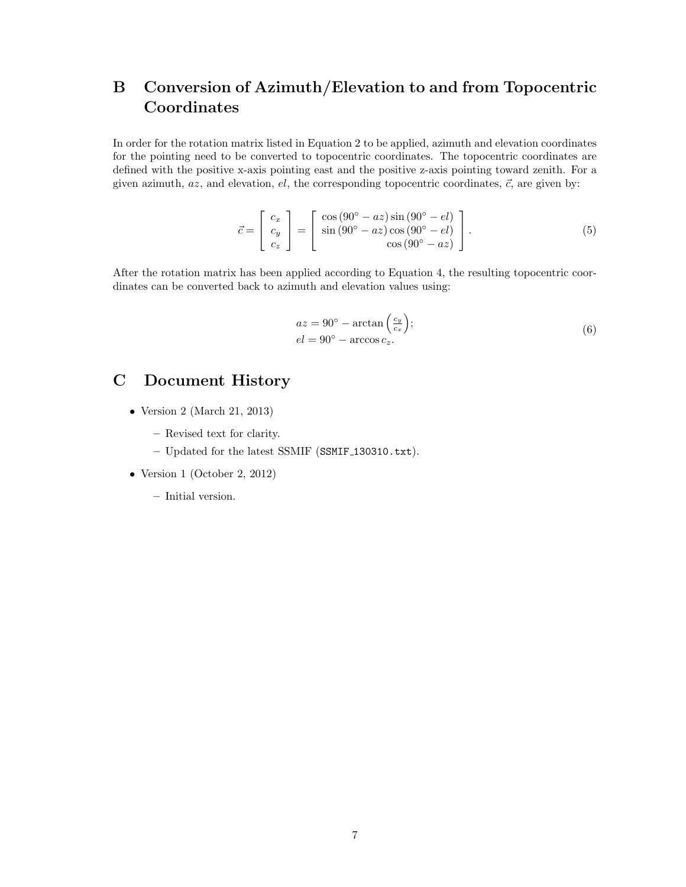## B Conversion of Azimuth/Elevation to and from Topocentric Coordinates

In order for the rotation matrix listed in Equation 2 to be applied, azimuth and elevation coordinates for the pointing need to be converted to topocentric coordinates. The topocentric coordinates are defined with the positive x-axis pointing east and the positive z-axis pointing toward zenith. For a given azimuth, $az$, and elevation, $el$, the corresponding topocentric coordinates, $\vec{c}$, are given by:

$$\vec{c} = \begin{bmatrix} c_x \\ c_y \\ c_z \end{bmatrix} = \begin{bmatrix} \cos(90^\circ - az)\sin(90^\circ - el) \\ \sin(90^\circ - az)\cos(90^\circ - el) \\ \cos(90^\circ - az) \end{bmatrix}. \tag{5}$$

After the rotation matrix has been applied according to Equation 4, the resulting topocentric coordinates can be converted back to azimuth and elevation values using:

$$\begin{aligned} az &= 90^\circ - \arctan\left(\frac{c_y}{c_x}\right); \\ el &= 90^\circ - \arccos c_z. \end{aligned} \tag{6}$$

## C Document History

- Version 2 (March 21, 2013)
  - Revised text for clarity.
  - Updated for the latest SSMIF (`SSMIF_130310.txt`).
- Version 1 (October 2, 2012)
  - Initial version.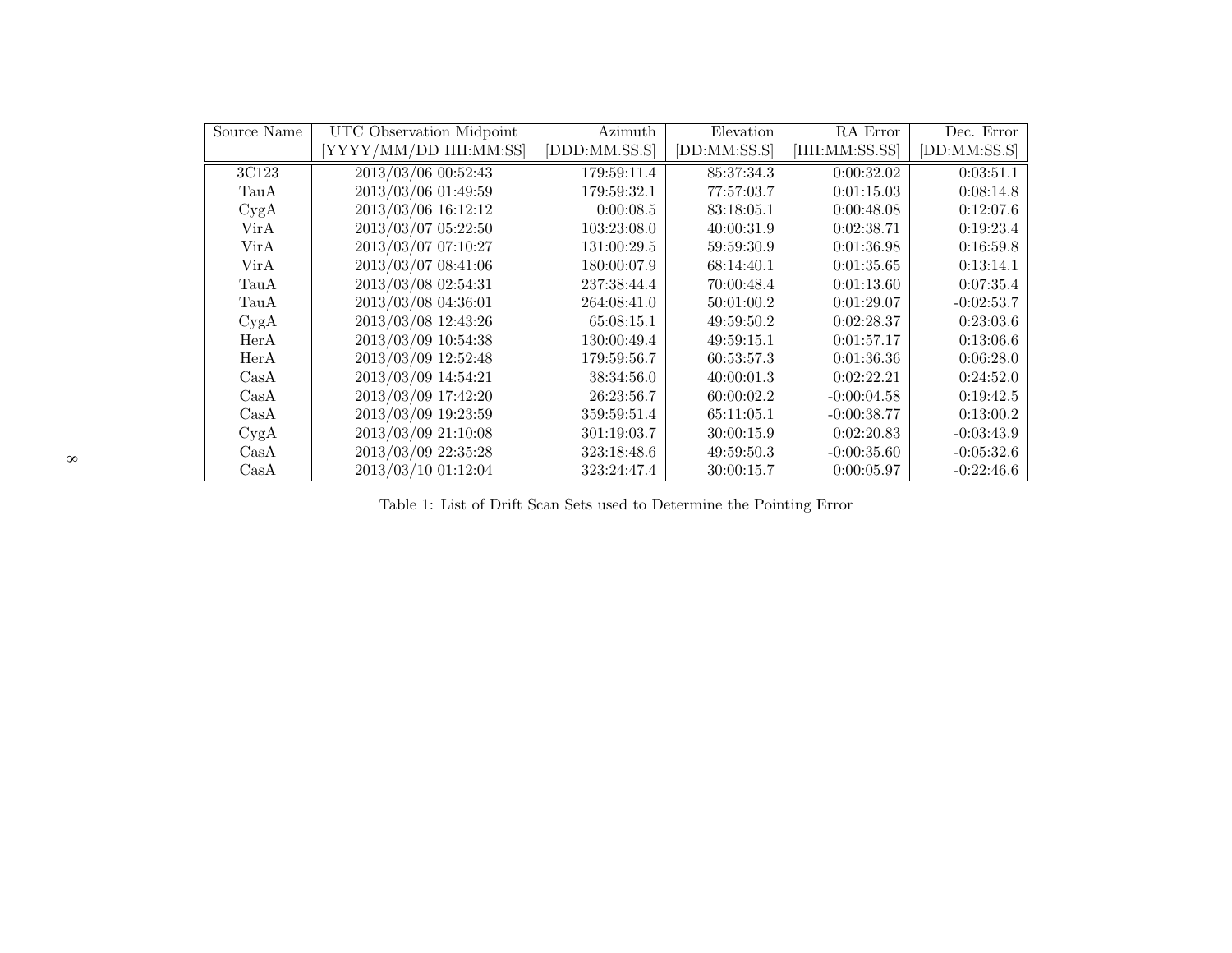| Source Name | UTC Observation Midpoint [YYYY/MM/DD HH:MM:SS] | Azimuth [DDD:MM.SS.S] | Elevation [DD:MM:SS.S] | RA Error [HH:MM:SS.SS] | Dec. Error [DD:MM:SS.S] |
|---|---|---|---|---|---|
| 3C123 | 2013/03/06 00:52:43 | 179:59:11.4 | 85:37:34.3 | 0:00:32.02 | 0:03:51.1 |
| TauA | 2013/03/06 01:49:59 | 179:59:32.1 | 77:57:03.7 | 0:01:15.03 | 0:08:14.8 |
| CygA | 2013/03/06 16:12:12 | 0:00:08.5 | 83:18:05.1 | 0:00:48.08 | 0:12:07.6 |
| VirA | 2013/03/07 05:22:50 | 103:23:08.0 | 40:00:31.9 | 0:02:38.71 | 0:19:23.4 |
| VirA | 2013/03/07 07:10:27 | 131:00:29.5 | 59:59:30.9 | 0:01:36.98 | 0:16:59.8 |
| VirA | 2013/03/07 08:41:06 | 180:00:07.9 | 68:14:40.1 | 0:01:35.65 | 0:13:14.1 |
| TauA | 2013/03/08 02:54:31 | 237:38:44.4 | 70:00:48.4 | 0:01:13.60 | 0:07:35.4 |
| TauA | 2013/03/08 04:36:01 | 264:08:41.0 | 50:01:00.2 | 0:01:29.07 | -0:02:53.7 |
| CygA | 2013/03/08 12:43:26 | 65:08:15.1 | 49:59:50.2 | 0:02:28.37 | 0:23:03.6 |
| HerA | 2013/03/09 10:54:38 | 130:00:49.4 | 49:59:15.1 | 0:01:57.17 | 0:13:06.6 |
| HerA | 2013/03/09 12:52:48 | 179:59:56.7 | 60:53:57.3 | 0:01:36.36 | 0:06:28.0 |
| CasA | 2013/03/09 14:54:21 | 38:34:56.0 | 40:00:01.3 | 0:02:22.21 | 0:24:52.0 |
| CasA | 2013/03/09 17:42:20 | 26:23:56.7 | 60:00:02.2 | -0:00:04.58 | 0:19:42.5 |
| CasA | 2013/03/09 19:23:59 | 359:59:51.4 | 65:11:05.1 | -0:00:38.77 | 0:13:00.2 |
| CygA | 2013/03/09 21:10:08 | 301:19:03.7 | 30:00:15.9 | 0:02:20.83 | -0:03:43.9 |
| CasA | 2013/03/09 22:35:28 | 323:18:48.6 | 49:59:50.3 | -0:00:35.60 | -0:05:32.6 |
| CasA | 2013/03/10 01:12:04 | 323:24:47.4 | 30:00:15.7 | 0:00:05.97 | -0:22:46.6 |

Table 1: List of Drift Scan Sets used to Determine the Pointing Error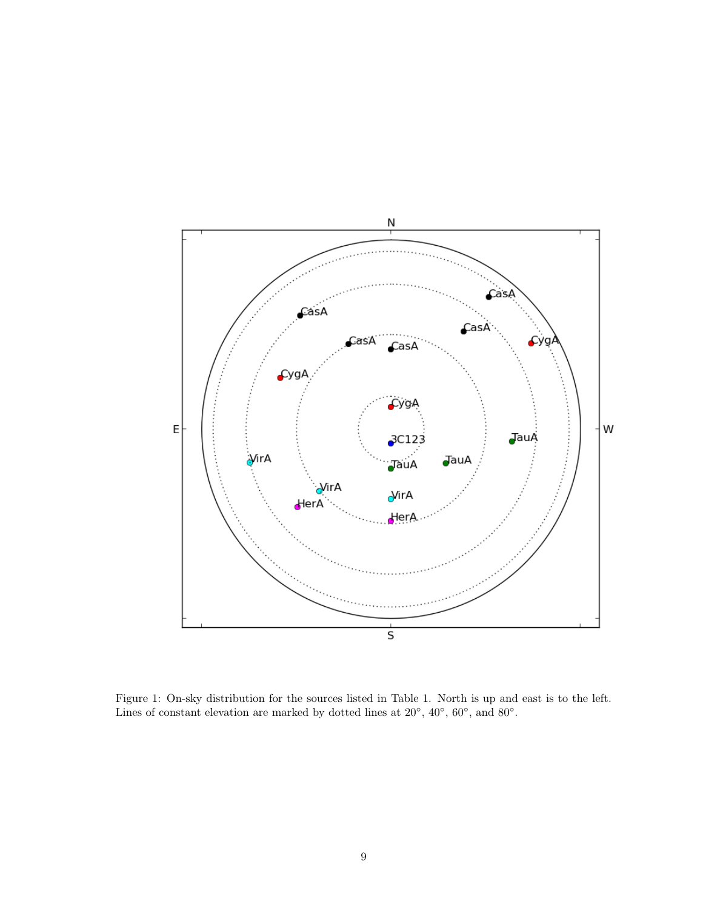Figure 1: On-sky distribution for the sources listed in Table 1. North is up and east is to the left. Lines of constant elevation are marked by dotted lines at 20°, 40°, 60°, and 80°.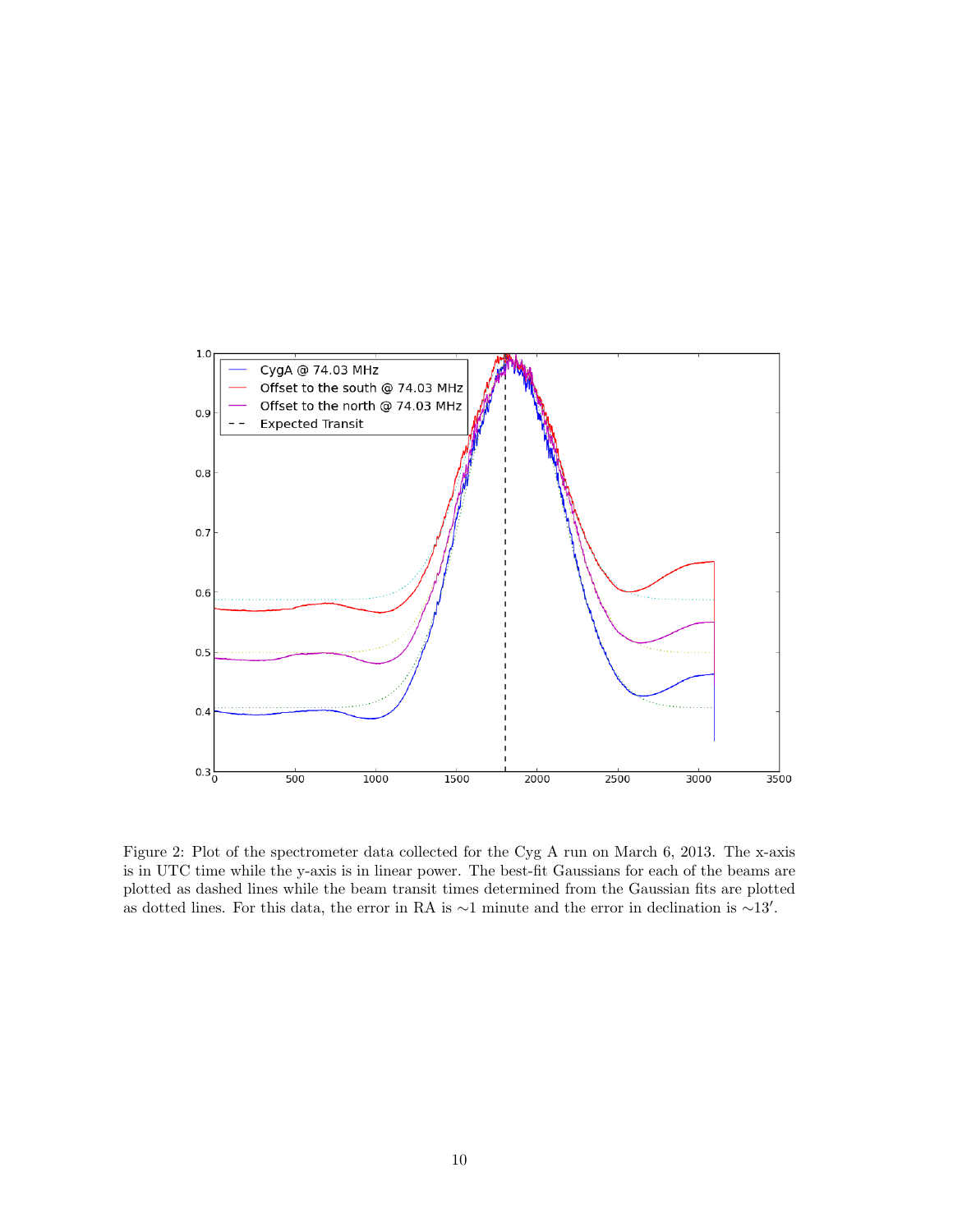Figure 2: Plot of the spectrometer data collected for the Cyg A run on March 6, 2013. The x-axis is in UTC time while the y-axis is in linear power. The best-fit Gaussians for each of the beams are plotted as dashed lines while the beam transit times determined from the Gaussian fits are plotted as dotted lines. For this data, the error in RA is ∼1 minute and the error in declination is ∼13′.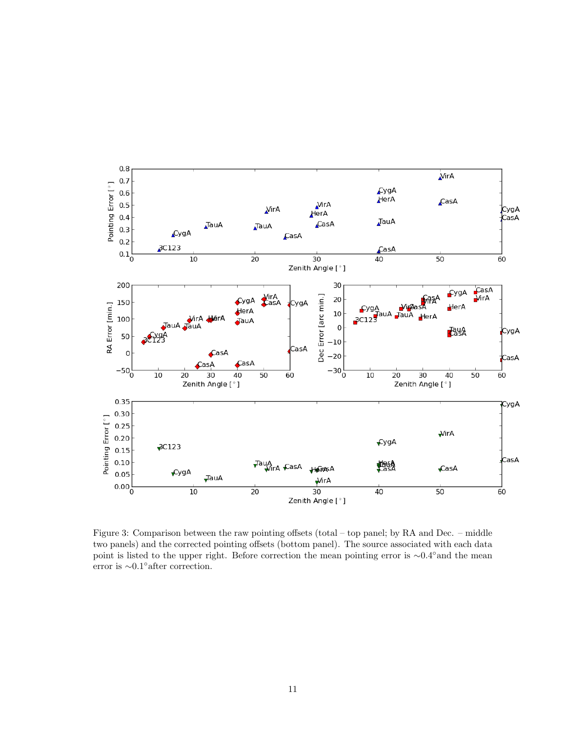Pointing Error [°]

0.8
0.7
0.6
0.5
0.4
0.3
0.2
0.1

0 10 20 30 40 50 60

Zenith Angle [°]

VirA
CygA
HerA
CasA
CygA
CasA
VirA
VirA
HerA
TauA
CasA
TauA
TauA
TauA
CygA
CasA
3C123
CasA

RA Error [min.]

200
150
100
50
0
−50

0 10 20 30 40 50 60

Zenith Angle [°]

VirA
CasA
CygA
CygA
HerA
VirA
HerA
VirA
TauA
TauA
TauA
CygA
3C123
CasA
CasA
CasA
CasA

Dec Error [arc min.]

30
20
10
0
−10
−20
−30

0 10 20 30 40 50 60

Zenith Angle [°]

CasA
CygA
CasA
VirA
VirA
CygA
VirA
CasA
HerA
TauA
TauA
HerA
3C123
TauA
CasA
CygA
CasA

Pointing Error [°]

0.35
0.30
0.25
0.20
0.15
0.10
0.05
0.00

0 10 20 30 40 50 60

Zenith Angle [°]

CygA
VirA
CygA
3C123
CasA
TauA
HerA
TauA
VirA
CasA
HerA
CasA
CasA
CasA
CygA
TauA
VirA

Figure 3: Comparison between the raw pointing offsets (total – top panel; by RA and Dec. – middle two panels) and the corrected pointing offsets (bottom panel). The source associated with each data point is listed to the upper right. Before correction the mean pointing error is ∼0.4°and the mean error is ∼0.1°after correction.